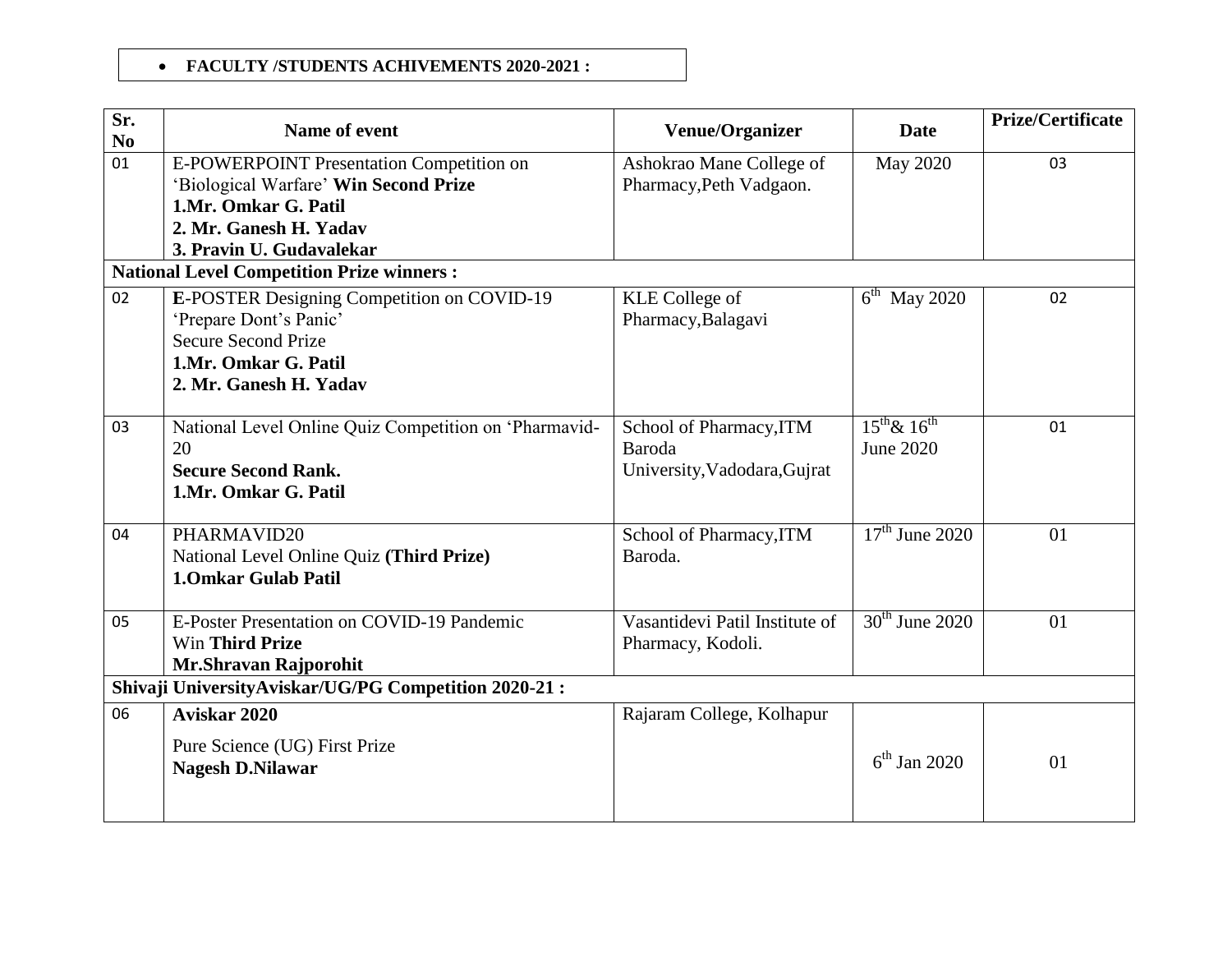- **FACULTY /STUDENTS ACHIVEMENTS 2020-2021 :**

| Sr. No | Name of event | Venue/Organizer | Date | Prize/Certificate |
|---|---|---|---|---|
| 01 | E-POWERPOINT Presentation Competition on 'Biological Warfare' **Win Second Prize**<br>**1.Mr. Omkar G. Patil**<br>**2. Mr. Ganesh H. Yadav**<br>**3. Pravin U. Gudavalekar** | Ashokrao Mane College of Pharmacy,Peth Vadgaon. | May 2020 | 03 |
| **National Level Competition Prize winners :** | | | | |
| 02 | **E**-POSTER Designing Competition on COVID-19 'Prepare Dont's Panic'<br>Secure Second Prize<br>**1.Mr. Omkar G. Patil**<br>**2. Mr. Ganesh H. Yadav** | KLE College of Pharmacy,Balagavi | 6th May 2020 | 02 |
| 03 | National Level Online Quiz Competition on 'Pharmavid-20<br>**Secure Second Rank.**<br>**1.Mr. Omkar G. Patil** | School of Pharmacy,ITM Baroda University,Vadodara,Gujrat | 15th& 16th June 2020 | 01 |
| 04 | PHARMAVID20<br>National Level Online Quiz **(Third Prize)**<br>**1.Omkar Gulab Patil** | School of Pharmacy,ITM Baroda. | 17th June 2020 | 01 |
| 05 | E-Poster Presentation on COVID-19 Pandemic<br>Win **Third Prize**<br>**Mr.Shravan Rajporohit** | Vasantidevi Patil Institute of Pharmacy, Kodoli. | 30th June 2020 | 01 |
| **Shivaji UniversityAviskar/UG/PG Competition 2020-21 :** | | | | |
| 06 | **Aviskar 2020**<br>Pure Science (UG) First Prize<br>**Nagesh D.Nilawar** | Rajaram College, Kolhapur | 6th Jan 2020 | 01 |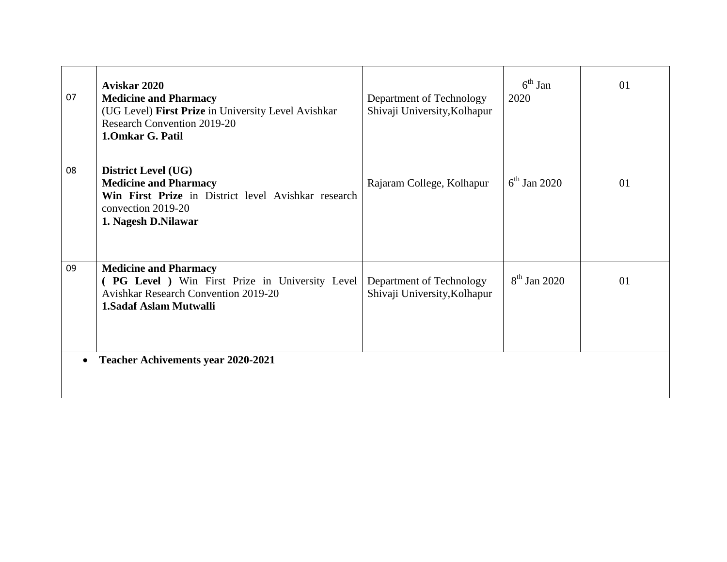| 07 | **Aviskar 2020**<br>**Medicine and Pharmacy**<br>(UG Level) **First Prize** in University Level Avishkar Research Convention 2019-20<br>**1.Omkar G. Patil** | Department of Technology Shivaji University,Kolhapur | 6th Jan 2020 | 01 |
|---|---|---|---|---|
| 08 | **District Level (UG)**<br>**Medicine and Pharmacy**<br>**Win First Prize** in District level Avishkar research convection 2019-20<br>**1. Nagesh D.Nilawar** | Rajaram College, Kolhapur | 6th Jan 2020 | 01 |
| 09 | **Medicine and Pharmacy**<br>**( PG Level )** Win First Prize in University Level Avishkar Research Convention 2019-20<br>**1.Sadaf Aslam Mutwalli** | Department of Technology Shivaji University,Kolhapur | 8th Jan 2020 | 01 |

- **Teacher Achivements year 2020-2021**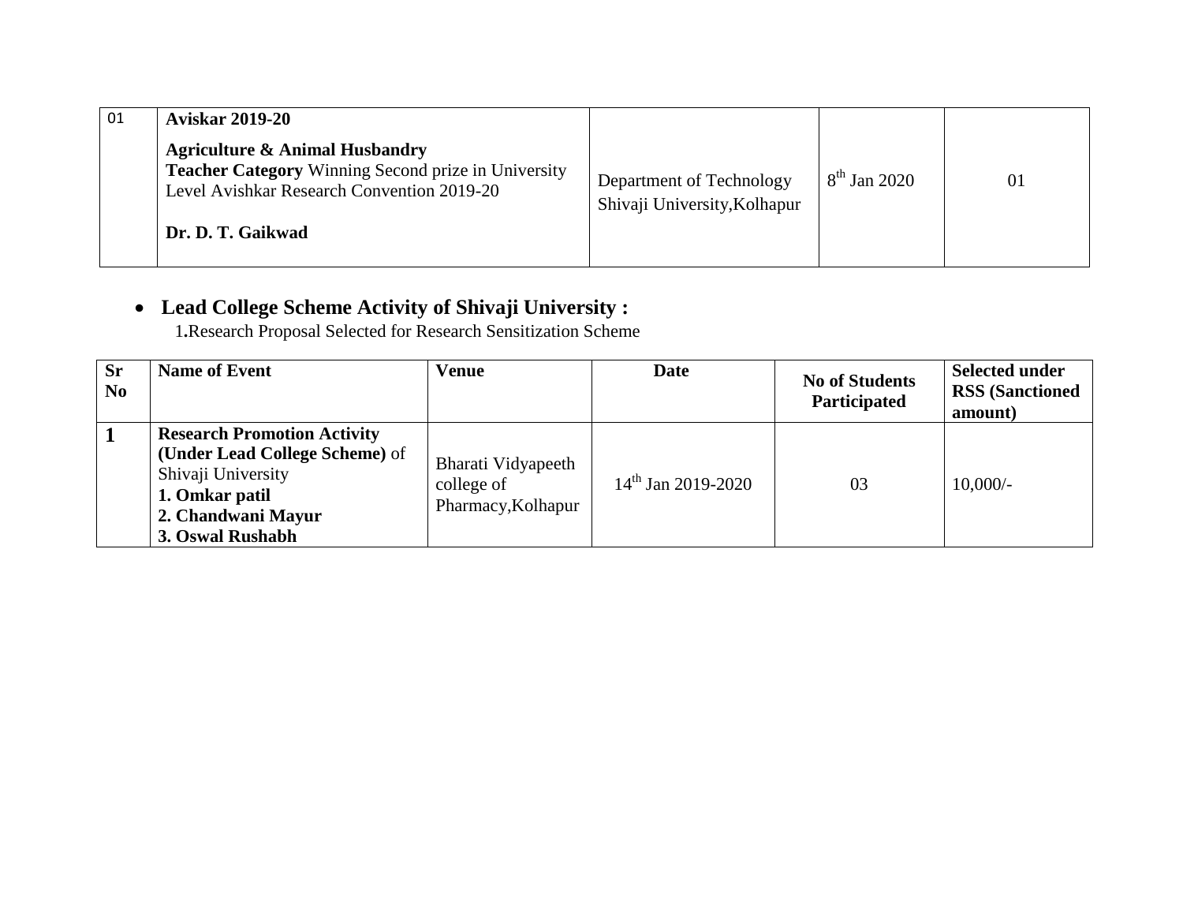| | | | | |
|---|---|---|---|---|
| 01 | **Aviskar 2019-20**<br><br>**Agriculture & Animal Husbandry**<br>**Teacher Category** Winning Second prize in University Level Avishkar Research Convention 2019-20<br><br>**Dr. D. T. Gaikwad** | Department of Technology Shivaji University,Kolhapur | 8th Jan 2020 | 01 |

- **Lead College Scheme Activity of Shivaji University :**

  1**.**Research Proposal Selected for Research Sensitization Scheme

| Sr No | Name of Event | Venue | Date | No of Students Participated | Selected under RSS (Sanctioned amount) |
|---|---|---|---|---|---|
| **1** | **Research Promotion Activity (Under Lead College Scheme)** of Shivaji University<br>**1. Omkar patil**<br>**2. Chandwani Mayur**<br>**3. Oswal Rushabh** | Bharati Vidyapeeth college of Pharmacy,Kolhapur | 14th Jan 2019-2020 | 03 | 10,000/- |